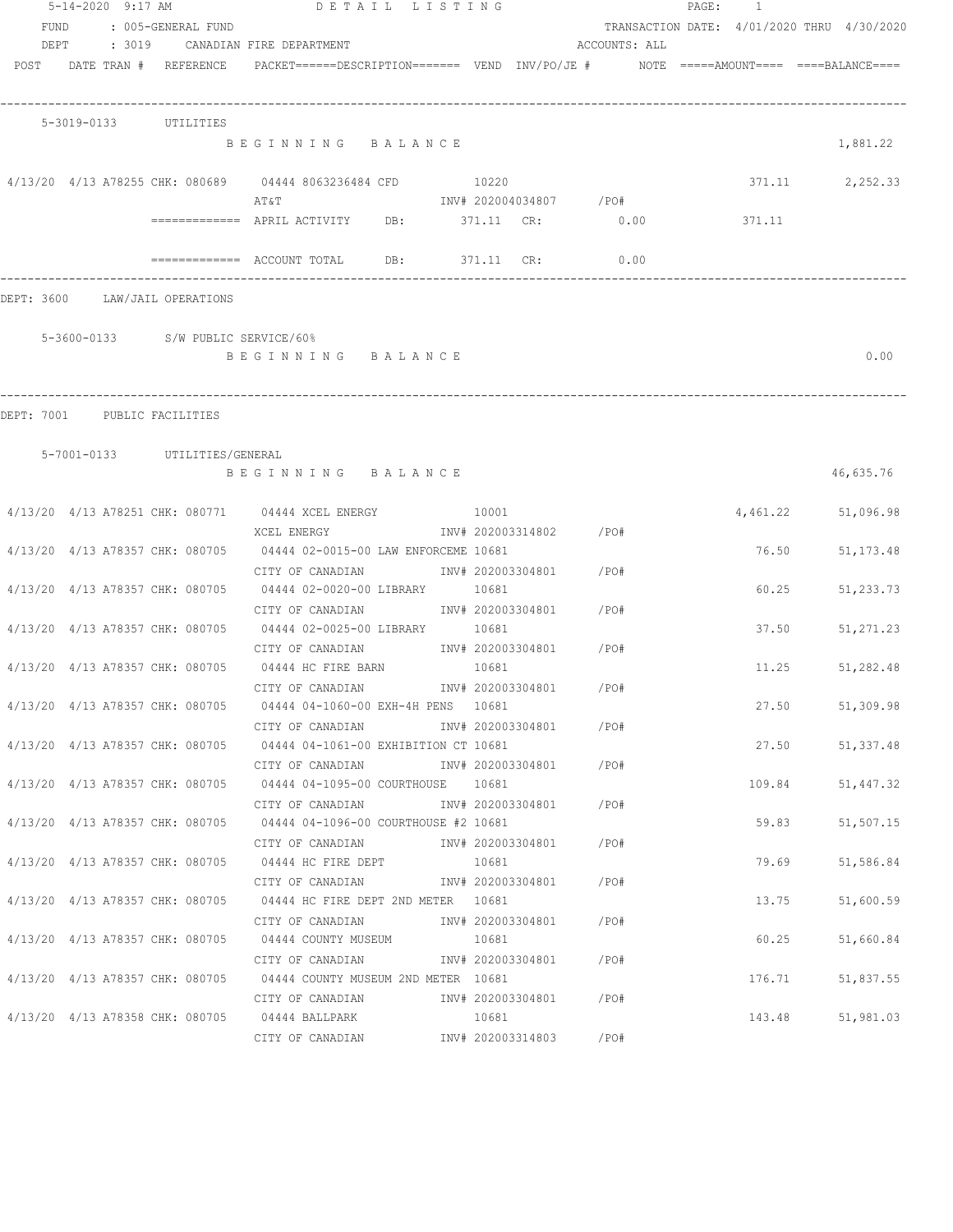DETAIL LISTING

FUND : 005-GENERAL FUND
DEPT : 3019 CANADIAN FIRE DEPARTMENT

TRANSACTION DATE: 4/01/2020 THRU 4/30/2020
ACCOUNTS: ALL

POST DATE TRAN # REFERENCE PACKET======DESCRIPTION======= VEND INV/PO/JE # NOTE =====AMOUNT==== ====BALANCE====

5-3019-0133 UTILITIES

| POST | DATE TRAN # | REFERENCE | DESCRIPTION | VEND | INV/PO/JE # | NOTE | AMOUNT | BALANCE |
|---|---|---|---|---|---|---|---|---|
| | | | BEGINNING BALANCE | | | | | 1,881.22 |
| 4/13/20 | 4/13 A78255 | CHK: 080689 | 04444 8063236484 CFD / AT&T | 10220 | INV# 202004034807 /PO# | | 371.11 | 2,252.33 |
| | | | ============= APRIL ACTIVITY DB: 371.11 CR: 0.00 | | | | 371.11 | |
| | | | ============= ACCOUNT TOTAL DB: 371.11 CR: 0.00 | | | | | |

DEPT: 3600 LAW/JAIL OPERATIONS

5-3600-0133 S/W PUBLIC SERVICE/60%

| POST | DATE TRAN # | REFERENCE | DESCRIPTION | VEND | INV/PO/JE # | NOTE | AMOUNT | BALANCE |
|---|---|---|---|---|---|---|---|---|
| | | | BEGINNING BALANCE | | | | | 0.00 |

DEPT: 7001 PUBLIC FACILITIES

5-7001-0133 UTILITIES/GENERAL

| POST | DATE TRAN # | REFERENCE | DESCRIPTION | VEND | INV/PO/JE # | NOTE | AMOUNT | BALANCE |
|---|---|---|---|---|---|---|---|---|
| | | | BEGINNING BALANCE | | | | | 46,635.76 |
| 4/13/20 | 4/13 A78251 | CHK: 080771 | 04444 XCEL ENERGY / XCEL ENERGY | 10001 | INV# 202003314802 /PO# | | 4,461.22 | 51,096.98 |
| 4/13/20 | 4/13 A78357 | CHK: 080705 | 04444 02-0015-00 LAW ENFORCEME / CITY OF CANADIAN | 10681 | INV# 202003304801 /PO# | | 76.50 | 51,173.48 |
| 4/13/20 | 4/13 A78357 | CHK: 080705 | 04444 02-0020-00 LIBRARY / CITY OF CANADIAN | 10681 | INV# 202003304801 /PO# | | 60.25 | 51,233.73 |
| 4/13/20 | 4/13 A78357 | CHK: 080705 | 04444 02-0025-00 LIBRARY / CITY OF CANADIAN | 10681 | INV# 202003304801 /PO# | | 37.50 | 51,271.23 |
| 4/13/20 | 4/13 A78357 | CHK: 080705 | 04444 HC FIRE BARN / CITY OF CANADIAN | 10681 | INV# 202003304801 /PO# | | 11.25 | 51,282.48 |
| 4/13/20 | 4/13 A78357 | CHK: 080705 | 04444 04-1060-00 EXH-4H PENS / CITY OF CANADIAN | 10681 | INV# 202003304801 /PO# | | 27.50 | 51,309.98 |
| 4/13/20 | 4/13 A78357 | CHK: 080705 | 04444 04-1061-00 EXHIBITION CT / CITY OF CANADIAN | 10681 | INV# 202003304801 /PO# | | 27.50 | 51,337.48 |
| 4/13/20 | 4/13 A78357 | CHK: 080705 | 04444 04-1095-00 COURTHOUSE / CITY OF CANADIAN | 10681 | INV# 202003304801 /PO# | | 109.84 | 51,447.32 |
| 4/13/20 | 4/13 A78357 | CHK: 080705 | 04444 04-1096-00 COURTHOUSE #2 / CITY OF CANADIAN | 10681 | INV# 202003304801 /PO# | | 59.83 | 51,507.15 |
| 4/13/20 | 4/13 A78357 | CHK: 080705 | 04444 HC FIRE DEPT / CITY OF CANADIAN | 10681 | INV# 202003304801 /PO# | | 79.69 | 51,586.84 |
| 4/13/20 | 4/13 A78357 | CHK: 080705 | 04444 HC FIRE DEPT 2ND METER / CITY OF CANADIAN | 10681 | INV# 202003304801 /PO# | | 13.75 | 51,600.59 |
| 4/13/20 | 4/13 A78357 | CHK: 080705 | 04444 COUNTY MUSEUM / CITY OF CANADIAN | 10681 | INV# 202003304801 /PO# | | 60.25 | 51,660.84 |
| 4/13/20 | 4/13 A78357 | CHK: 080705 | 04444 COUNTY MUSEUM 2ND METER / CITY OF CANADIAN | 10681 | INV# 202003304801 /PO# | | 176.71 | 51,837.55 |
| 4/13/20 | 4/13 A78358 | CHK: 080705 | 04444 BALLPARK / CITY OF CANADIAN | 10681 | INV# 202003314803 /PO# | | 143.48 | 51,981.03 |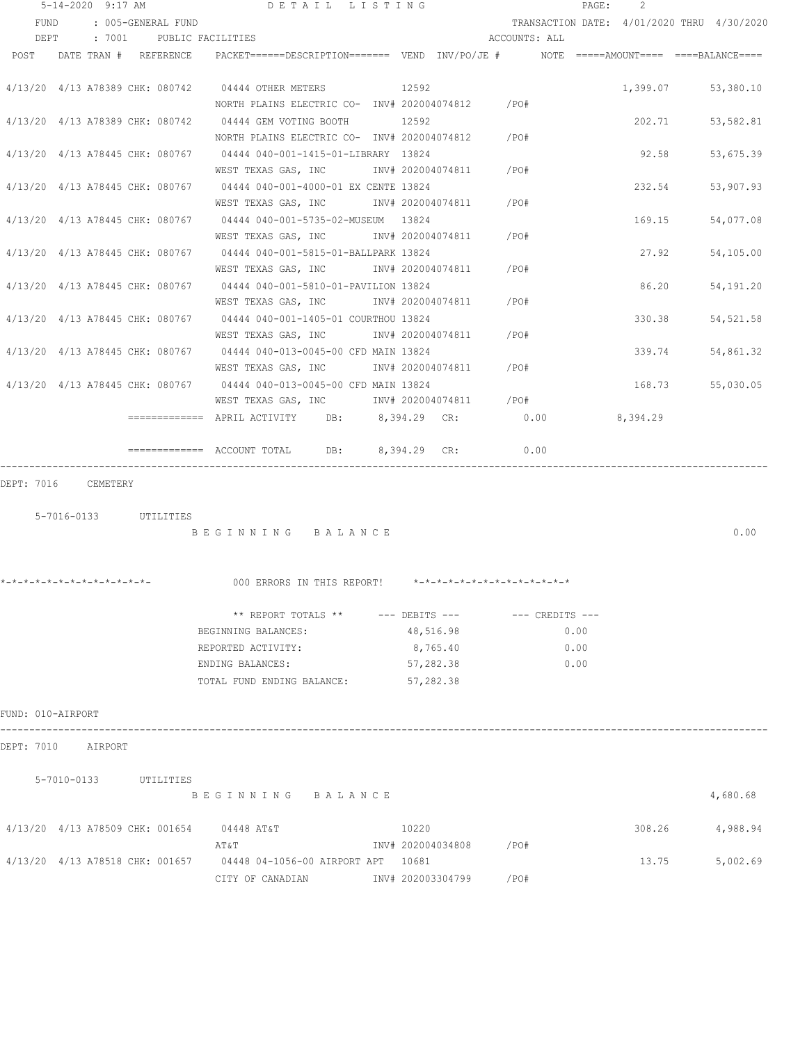5-14-2020 9:17 AM DETAIL LISTING

FUND : 005-GENERAL FUND TRANSACTION DATE: 4/01/2020 THRU 4/30/2020

DEPT : 7001 PUBLIC FACILITIES ACCOUNTS: ALL

| POST | DATE TRAN # | REFERENCE | PACKET======DESCRIPTION======= | VEND | INV/PO/JE # | NOTE | =====AMOUNT==== | ====BALANCE==== |
|---|---|---|---|---|---|---|---|---|
| 4/13/20 | 4/13 A78389 | CHK: 080742 | 04444 OTHER METERS | 12592 | | | 1,399.07 | 53,380.10 |
| | | | NORTH PLAINS ELECTRIC CO- | | INV# 202004074812 | /PO# | | |
| 4/13/20 | 4/13 A78389 | CHK: 080742 | 04444 GEM VOTING BOOTH | 12592 | | | 202.71 | 53,582.81 |
| | | | NORTH PLAINS ELECTRIC CO- | | INV# 202004074812 | /PO# | | |
| 4/13/20 | 4/13 A78445 | CHK: 080767 | 04444 040-001-1415-01-LIBRARY | 13824 | | | 92.58 | 53,675.39 |
| | | | WEST TEXAS GAS, INC | | INV# 202004074811 | /PO# | | |
| 4/13/20 | 4/13 A78445 | CHK: 080767 | 04444 040-001-4000-01 EX CENTE | 13824 | | | 232.54 | 53,907.93 |
| | | | WEST TEXAS GAS, INC | | INV# 202004074811 | /PO# | | |
| 4/13/20 | 4/13 A78445 | CHK: 080767 | 04444 040-001-5735-02-MUSEUM | 13824 | | | 169.15 | 54,077.08 |
| | | | WEST TEXAS GAS, INC | | INV# 202004074811 | /PO# | | |
| 4/13/20 | 4/13 A78445 | CHK: 080767 | 04444 040-001-5815-01-BALLPARK | 13824 | | | 27.92 | 54,105.00 |
| | | | WEST TEXAS GAS, INC | | INV# 202004074811 | /PO# | | |
| 4/13/20 | 4/13 A78445 | CHK: 080767 | 04444 040-001-5810-01-PAVILION | 13824 | | | 86.20 | 54,191.20 |
| | | | WEST TEXAS GAS, INC | | INV# 202004074811 | /PO# | | |
| 4/13/20 | 4/13 A78445 | CHK: 080767 | 04444 040-001-1405-01 COURTHOU | 13824 | | | 330.38 | 54,521.58 |
| | | | WEST TEXAS GAS, INC | | INV# 202004074811 | /PO# | | |
| 4/13/20 | 4/13 A78445 | CHK: 080767 | 04444 040-013-0045-00 CFD MAIN | 13824 | | | 339.74 | 54,861.32 |
| | | | WEST TEXAS GAS, INC | | INV# 202004074811 | /PO# | | |
| 4/13/20 | 4/13 A78445 | CHK: 080767 | 04444 040-013-0045-00 CFD MAIN | 13824 | | | 168.73 | 55,030.05 |
| | | | WEST TEXAS GAS, INC | | INV# 202004074811 | /PO# | | |

============= APRIL ACTIVITY DB: 8,394.29 CR: 0.00 8,394.29

============= ACCOUNT TOTAL DB: 8,394.29 CR: 0.00

DEPT: 7016 CEMETERY

5-7016-0133 UTILITIES

BEGINNING BALANCE 0.00

*-*-*-*-*-*-*-*-*-*-*-*-*- 000 ERRORS IN THIS REPORT! *-*-*-*-*-*-*-*-*-*-*-*-*-*

| ** REPORT TOTALS ** | --- DEBITS --- | --- CREDITS --- |
|---|---|---|
| BEGINNING BALANCES: | 48,516.98 | 0.00 |
| REPORTED ACTIVITY: | 8,765.40 | 0.00 |
| ENDING BALANCES: | 57,282.38 | 0.00 |
| TOTAL FUND ENDING BALANCE: | 57,282.38 | |

FUND: 010-AIRPORT

DEPT: 7010 AIRPORT

5-7010-0133 UTILITIES

BEGINNING BALANCE 4,680.68

| POST | DATE TRAN # | REFERENCE | PACKET======DESCRIPTION======= | VEND | INV/PO/JE # | NOTE | =====AMOUNT==== | ====BALANCE==== |
|---|---|---|---|---|---|---|---|---|
| 4/13/20 | 4/13 A78509 | CHK: 001654 | 04448 AT&T | 10220 | | | 308.26 | 4,988.94 |
| | | | AT&T | | INV# 202004034808 | /PO# | | |
| 4/13/20 | 4/13 A78518 | CHK: 001657 | 04448 04-1056-00 AIRPORT APT | 10681 | | | 13.75 | 5,002.69 |
| | | | CITY OF CANADIAN | | INV# 202003304799 | /PO# | | |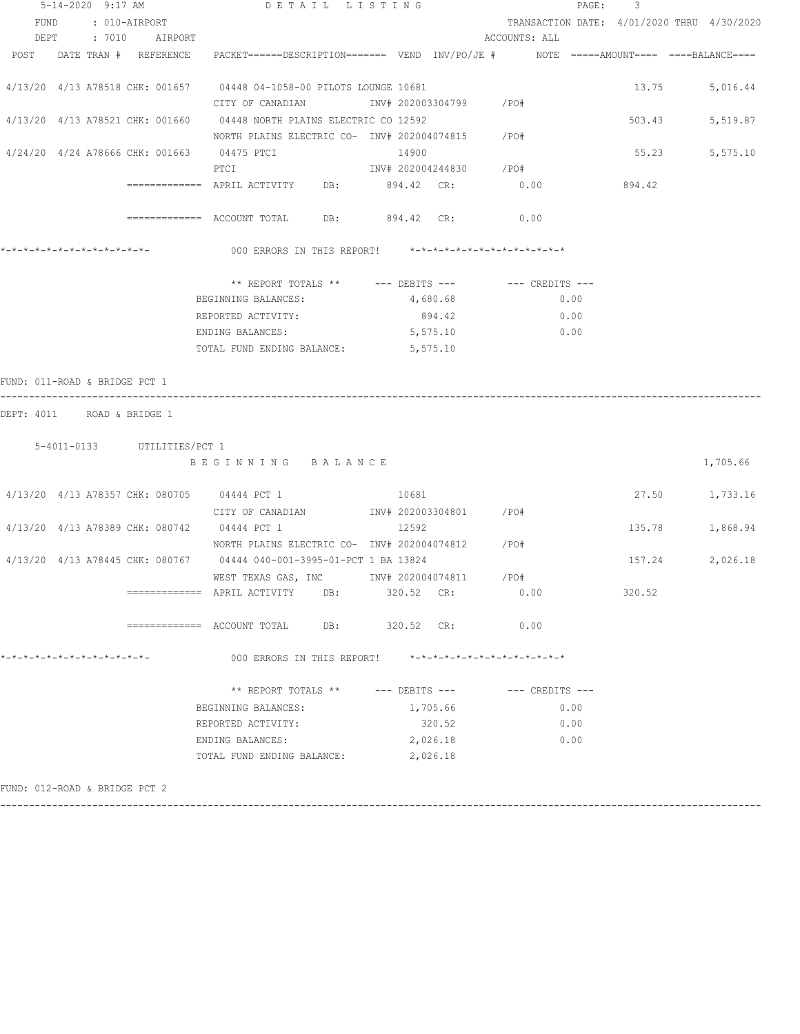5-14-2020 9:17 AM — DETAIL LISTING

FUND : 010-AIRPORT — TRANSACTION DATE: 4/01/2020 THRU 4/30/2020

DEPT : 7010 AIRPORT — ACCOUNTS: ALL

| POST | DATE | TRAN # | REFERENCE | PACKET======DESCRIPTION======= | VEND | INV/PO/JE # | NOTE | =====AMOUNT==== | ====BALANCE==== |
|---|---|---|---|---|---|---|---|---|---|
| 4/13/20 | 4/13 | A78518 | CHK: 001657 | 04448 04-1058-00 PILOTS LOUNGE | 10681 | | | 13.75 | 5,016.44 |
| | | | | CITY OF CANADIAN | | INV# 202003304799 /PO# | | | |
| 4/13/20 | 4/13 | A78521 | CHK: 001660 | 04448 NORTH PLAINS ELECTRIC CO | 12592 | | | 503.43 | 5,519.87 |
| | | | | NORTH PLAINS ELECTRIC CO- | | INV# 202004074815 /PO# | | | |
| 4/24/20 | 4/24 | A78666 | CHK: 001663 | 04475 PTCI | 14900 | | | 55.23 | 5,575.10 |
| | | | | PTCI | | INV# 202004244830 /PO# | | | |

============= APRIL ACTIVITY DB: 894.42 CR: 0.00 894.42

============= ACCOUNT TOTAL DB: 894.42 CR: 0.00

*-*-*-*-*-*-*-*-*-*-*-*-*- 000 ERRORS IN THIS REPORT! *-*-*-*-*-*-*-*-*-*-*-*-*-*

| ** REPORT TOTALS ** | --- DEBITS --- | --- CREDITS --- |
|---|---|---|
| BEGINNING BALANCES: | 4,680.68 | 0.00 |
| REPORTED ACTIVITY: | 894.42 | 0.00 |
| ENDING BALANCES: | 5,575.10 | 0.00 |
| TOTAL FUND ENDING BALANCE: | 5,575.10 | |

FUND: 011-ROAD & BRIDGE PCT 1

DEPT: 4011 ROAD & BRIDGE 1

5-4011-0133 UTILITIES/PCT 1

B E G I N N I N G B A L A N C E 1,705.66

| POST | DATE | TRAN # | REFERENCE | PACKET======DESCRIPTION======= | VEND | INV/PO/JE # | NOTE | =====AMOUNT==== | ====BALANCE==== |
|---|---|---|---|---|---|---|---|---|---|
| 4/13/20 | 4/13 | A78357 | CHK: 080705 | 04444 PCT 1 | 10681 | | | 27.50 | 1,733.16 |
| | | | | CITY OF CANADIAN | | INV# 202003304801 /PO# | | | |
| 4/13/20 | 4/13 | A78389 | CHK: 080742 | 04444 PCT 1 | 12592 | | | 135.78 | 1,868.94 |
| | | | | NORTH PLAINS ELECTRIC CO- | | INV# 202004074812 /PO# | | | |
| 4/13/20 | 4/13 | A78445 | CHK: 080767 | 04444 040-001-3995-01-PCT 1 BA | 13824 | | | 157.24 | 2,026.18 |
| | | | | WEST TEXAS GAS, INC | | INV# 202004074811 /PO# | | | |

============= APRIL ACTIVITY DB: 320.52 CR: 0.00 320.52

============= ACCOUNT TOTAL DB: 320.52 CR: 0.00

*-*-*-*-*-*-*-*-*-*-*-*-*- 000 ERRORS IN THIS REPORT! *-*-*-*-*-*-*-*-*-*-*-*-*-*

| ** REPORT TOTALS ** | --- DEBITS --- | --- CREDITS --- |
|---|---|---|
| BEGINNING BALANCES: | 1,705.66 | 0.00 |
| REPORTED ACTIVITY: | 320.52 | 0.00 |
| ENDING BALANCES: | 2,026.18 | 0.00 |
| TOTAL FUND ENDING BALANCE: | 2,026.18 | |

FUND: 012-ROAD & BRIDGE PCT 2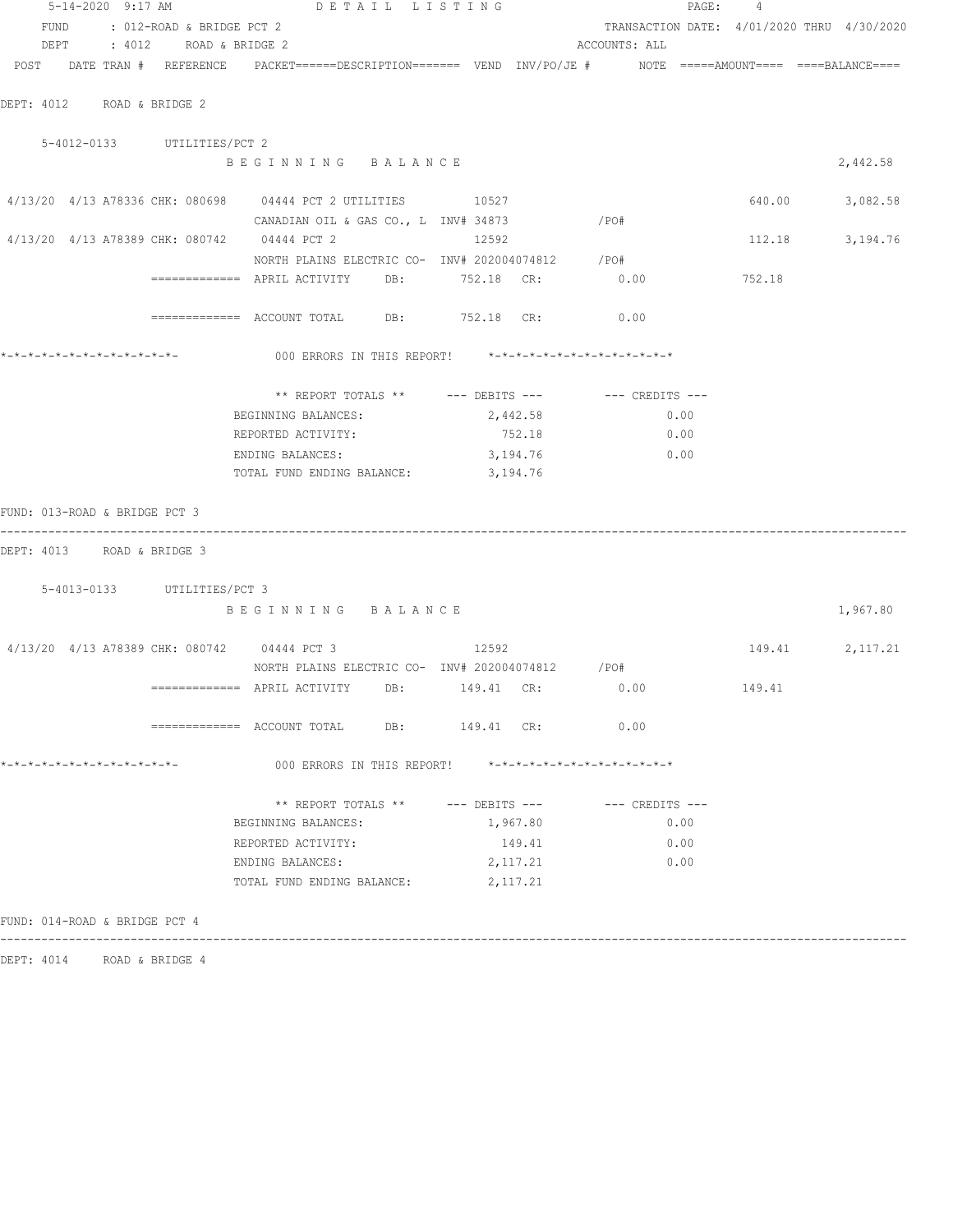FUND : 012-ROAD & BRIDGE PCT 2 — TRANSACTION DATE: 4/01/2020 THRU 4/30/2020

DEPT : 4012 ROAD & BRIDGE 2 — ACCOUNTS: ALL

| POST | DATE | TRAN # | REFERENCE | PACKET======DESCRIPTION======= | VEND | INV/PO/JE # | NOTE | =====AMOUNT==== | ====BALANCE==== |
|---|---|---|---|---|---|---|---|---|---|

DEPT: 4012 ROAD & BRIDGE 2

5-4012-0133 UTILITIES/PCT 2

| POST | DATE | TRAN # | REFERENCE | DESCRIPTION | VEND | INV/PO/JE # | NOTE | AMOUNT | BALANCE |
|---|---|---|---|---|---|---|---|---|---|
| | | | | B E G I N N I N G   B A L A N C E | | | | | 2,442.58 |
| 4/13/20 | 4/13 | A78336 | CHK: 080698 | 04444 PCT 2 UTILITIES<br>CANADIAN OIL & GAS CO., L | 10527 | INV# 34873 /PO# | | 640.00 | 3,082.58 |
| 4/13/20 | 4/13 | A78389 | CHK: 080742 | 04444 PCT 2<br>NORTH PLAINS ELECTRIC CO- | 12592 | INV# 202004074812 /PO# | | 112.18 | 3,194.76 |

============= APRIL ACTIVITY DB: 752.18 CR: 0.00 752.18

============= ACCOUNT TOTAL DB: 752.18 CR: 0.00

*-*-*-*-*-*-*-*-*-*-*-*-*- 000 ERRORS IN THIS REPORT! *-*-*-*-*-*-*-*-*-*-*-*-*-*

| ** REPORT TOTALS ** | --- DEBITS --- | --- CREDITS --- |
|---|---|---|
| BEGINNING BALANCES: | 2,442.58 | 0.00 |
| REPORTED ACTIVITY: | 752.18 | 0.00 |
| ENDING BALANCES: | 3,194.76 | 0.00 |
| TOTAL FUND ENDING BALANCE: | 3,194.76 | |

FUND: 013-ROAD & BRIDGE PCT 3

DEPT: 4013 ROAD & BRIDGE 3

5-4013-0133 UTILITIES/PCT 3

| POST | DATE | TRAN # | REFERENCE | DESCRIPTION | VEND | INV/PO/JE # | NOTE | AMOUNT | BALANCE |
|---|---|---|---|---|---|---|---|---|---|
| | | | | B E G I N N I N G   B A L A N C E | | | | | 1,967.80 |
| 4/13/20 | 4/13 | A78389 | CHK: 080742 | 04444 PCT 3<br>NORTH PLAINS ELECTRIC CO- | 12592 | INV# 202004074812 /PO# | | 149.41 | 2,117.21 |

============= APRIL ACTIVITY DB: 149.41 CR: 0.00 149.41

============= ACCOUNT TOTAL DB: 149.41 CR: 0.00

*-*-*-*-*-*-*-*-*-*-*-*-*- 000 ERRORS IN THIS REPORT! *-*-*-*-*-*-*-*-*-*-*-*-*-*

| ** REPORT TOTALS ** | --- DEBITS --- | --- CREDITS --- |
|---|---|---|
| BEGINNING BALANCES: | 1,967.80 | 0.00 |
| REPORTED ACTIVITY: | 149.41 | 0.00 |
| ENDING BALANCES: | 2,117.21 | 0.00 |
| TOTAL FUND ENDING BALANCE: | 2,117.21 | |

FUND: 014-ROAD & BRIDGE PCT 4

DEPT: 4014 ROAD & BRIDGE 4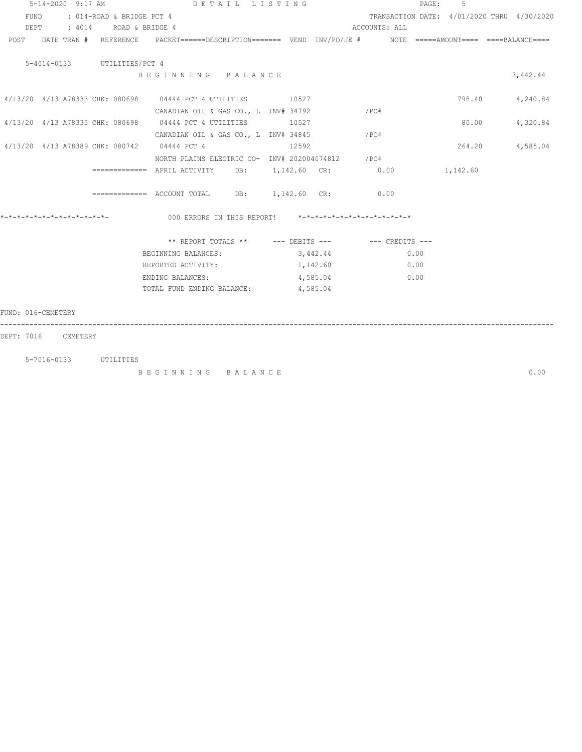5-14-2020 9:17 AM DETAIL LISTING

FUND : 014-ROAD & BRIDGE PCT 4 TRANSACTION DATE: 4/01/2020 THRU 4/30/2020
DEPT : 4014 ROAD & BRIDGE 4 ACCOUNTS: ALL

| POST | DATE TRAN # | REFERENCE | PACKET======DESCRIPTION======= | VEND | INV/PO/JE # | NOTE | =====AMOUNT==== | ====BALANCE==== |
|---|---|---|---|---|---|---|---|---|
| 5-4014-0133 | UTILITIES/PCT 4 | | | | | | | |
| | | | BEGINNING BALANCE | | | | | 3,442.44 |
| 4/13/20 | 4/13 A78333 | CHK: 080698 | 04444 PCT 4 UTILITIES | 10527 | | | 798.40 | 4,240.84 |
| | | | CANADIAN OIL & GAS CO., L INV# 34792 | | /PO# | | | |
| 4/13/20 | 4/13 A78335 | CHK: 080698 | 04444 PCT 4 UTILITIES | 10527 | | | 80.00 | 4,320.84 |
| | | | CANADIAN OIL & GAS CO., L INV# 34845 | | /PO# | | | |
| 4/13/20 | 4/13 A78389 | CHK: 080742 | 04444 PCT 4 | 12592 | | | 264.20 | 4,585.04 |
| | | | NORTH PLAINS ELECTRIC CO- INV# 202004074812 | | /PO# | | | |

============= APRIL ACTIVITY DB: 1,142.60 CR: 0.00 1,142.60

============= ACCOUNT TOTAL DB: 1,142.60 CR: 0.00

*-*-*-*-*-*-*-*-*-*-*-*-*- 000 ERRORS IN THIS REPORT! *-*-*-*-*-*-*-*-*-*-*-*-*-*

| ** REPORT TOTALS ** | --- DEBITS --- | --- CREDITS --- |
|---|---|---|
| BEGINNING BALANCES: | 3,442.44 | 0.00 |
| REPORTED ACTIVITY: | 1,142.60 | 0.00 |
| ENDING BALANCES: | 4,585.04 | 0.00 |
| TOTAL FUND ENDING BALANCE: | 4,585.04 | |

FUND: 016-CEMETERY

---

DEPT: 7016 CEMETERY

5-7016-0133 UTILITIES

BEGINNING BALANCE 0.00